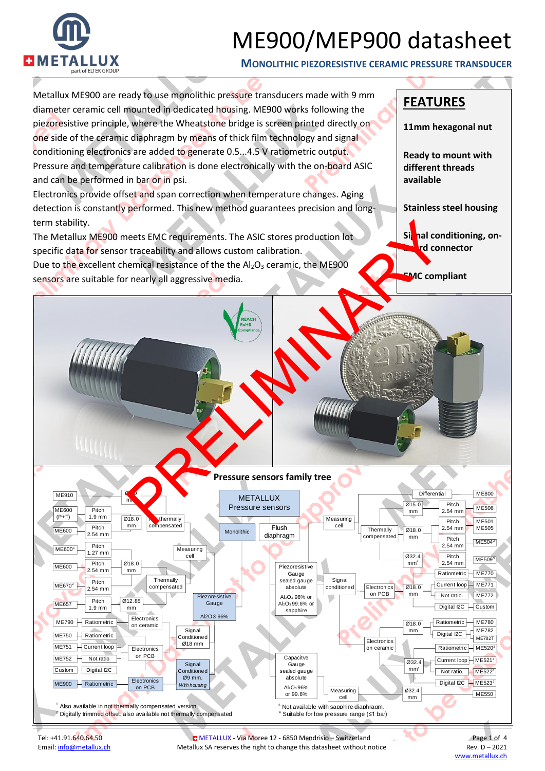# ME900/MEP900 datasheet

## MONOLITHIC PIEZORESISTIVE CERAMIC PRESSURE TRANSDUCER

Metallux ME900 are ready to use monolithic pressure transducers made with 9 mm diameter ceramic cell mounted in dedicated housing. ME900 works following the piezoresistive principle, where the Wheatstone bridge is screen printed directly on one side of the ceramic diaphragm by means of thick film technology and signal conditioning electronics are added to generate 0.5...4.5 V ratiometric output. Pressure and temperature calibration is done electronically with the on-board ASIC and can be performed in bar or in psi.

Electronics provide offset and span correction when temperature changes. Aging detection is constantly performed. This new method guarantees precision and long-term stability.

The Metallux ME900 meets EMC requirements. The ASIC stores production lot specific data for sensor traceability and allows custom calibration.

Due to the excellent chemical resistance of the the $Al_2O_3$ ceramic, the ME900 sensors are suitable for nearly all aggressive media.

## FEATURES

**11mm hexagonal nut**

**Ready to mount with different threads available**

**Stainless steel housing**

**Signal conditioning, on-board connector**

**EMC compliant**

### Pressure sensors family tree

METALLUX Pressure sensors

- Monolithic
  - Piezoresistive Gauge, Al2O3 96%
    - Not thermally compensated
      - Ø18.0 mm
        - Pitch 1.9 mm — ME910
        - Pitch 1.9 mm — ME600 (P+T)
        - Pitch 2.54 mm — ME600
    - Measuring cell
      - Pitch 1.27 mm — ME600[1]
      - Ø18.0 mm
        - Pitch 2.54 mm — ME600
      - Thermally compensated
        - Pitch 2.54 mm — ME670[2]
        - Ø12.85 mm
          - Pitch 1.9 mm — ME657
    - Signal Conditioned Ø18 mm
      - Electronics on ceramic
        - Ratiometric — ME790
        - Ratiometric — ME750
      - Electronics on PCB
        - Current loop — ME751
        - Not ratio — ME752
        - Digital I2C — Custom
    - Signal Conditioned Ø9 mm. With housing
      - Electronics on PCB
        - Ratiometric — ME900
- Flush diaphragm
  - Piezoresistive Gauge sealed gauge absolute, $Al_2O_3$ 96% or $Al_2O_3$ 99.6% or sapphire
    - Measuring cell
      - Differential — ME800
      - Ø15.0 mm — Pitch 2.54 mm — ME506
      - Thermally compensated
        - Ø18.0 mm
          - Pitch 2.54 mm — ME501, ME505
          - Pitch 2.54 mm — ME504[2]
        - Ø32.4 mm[4] — Pitch 2.54 mm — ME509[3]
    - Signal conditioned
      - Electronics on PCB — Ø18.0 mm
        - Ratiometric — ME770
        - Current loop — ME771
        - Not ratio. — ME772
        - Digital I2C — Custom
      - Electronics on ceramic
        - Ø18.0 mm
          - Ratiometric — ME780
          - Digital I2C — ME782, ME782T
        - Ø32.4 mm[4]
          - Ratiometric — ME520[3]
          - Current loop — ME521[3]
          - Not ratio. — ME522[3]
          - Digital I2C — ME523[3]
  - Capacitive Gauge sealed gauge absolute, $Al_2O_3$ 96% or 99.6%
    - Measuring cell — Ø32.4 mm — ME550

[1] Also available in not thermally compensated version
[2] Digitally trimmed offset, also available not thermally compensated
[3] Not available with sapphire diaphragm.
[4] Suitable for low pressure range (≤1 bar)

Tel: +41.91.640.64.50
Email: info@metallux.ch

METALLUX - Via Moree 12 - 6850 Mendrisio – Switzerland
Metallux SA reserves the right to change this datasheet without notice

Rev. D – 2021
www.metallux.ch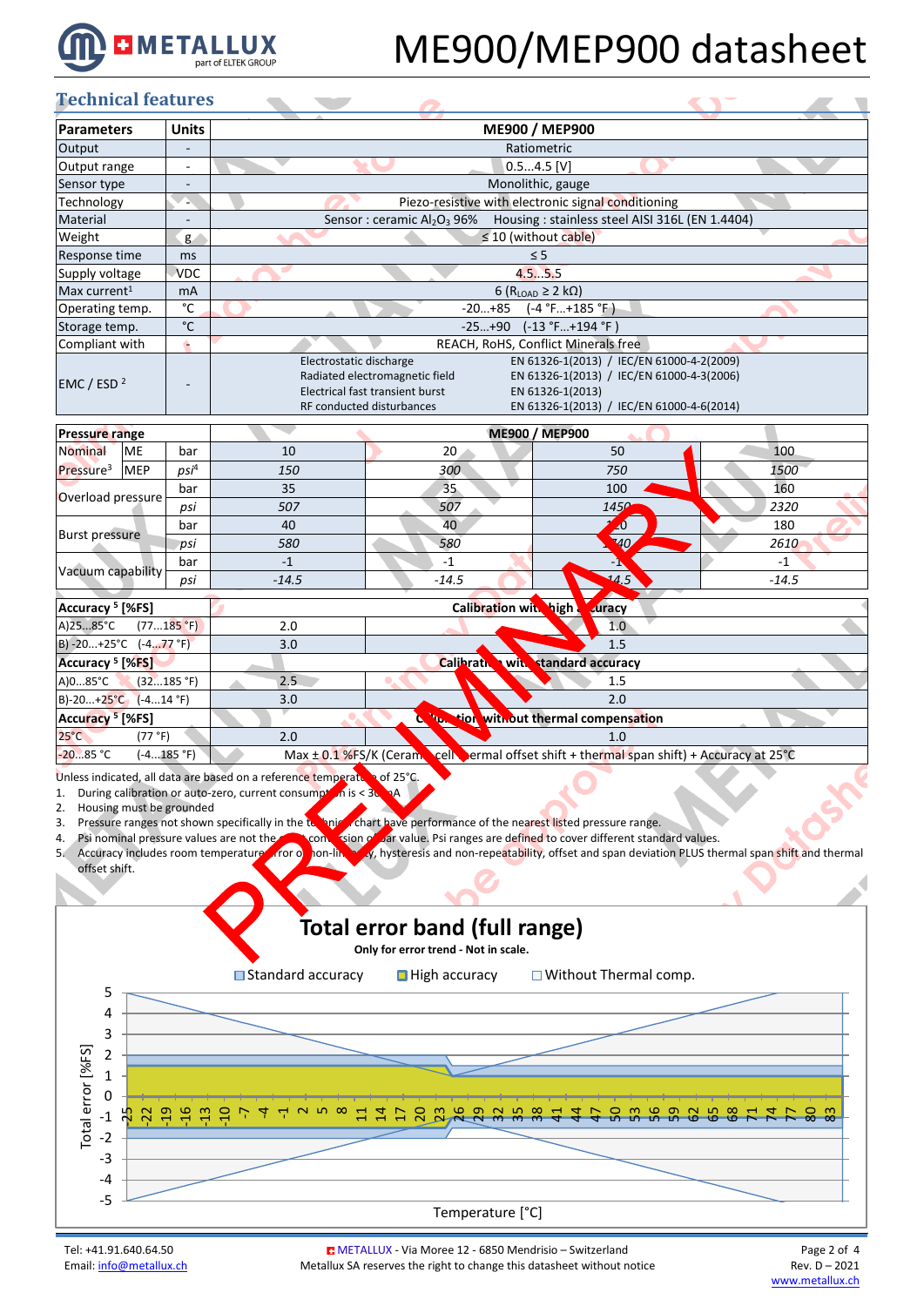## Technical features

| Parameters | Units | ME900 / MEP900 |
|---|---|---|
| Output | - | Ratiometric |
| Output range | - | 0.5...4.5 [V] |
| Sensor type | - | Monolithic, gauge |
| Technology | - | Piezo-resistive with electronic signal conditioning |
| Material | - | Sensor : ceramic $Al_2O_3$ 96% Housing : stainless steel AISI 316L (EN 1.4404) |
| Weight | g | ≤ 10 (without cable) |
| Response time | ms | ≤ 5 |
| Supply voltage | VDC | 4.5...5.5 |
| Max current[1] | mA | 6 ($R_{LOAD}$ ≥ 2 kΩ) |
| Operating temp. | °C | -20...+85 (-4 °F...+185 °F) |
| Storage temp. | °C | -25...+90 (-13 °F...+194 °F) |
| Compliant with | - | REACH, RoHS, Conflict Minerals free |
| EMC / ESD [2] | - | Electrostatic discharge EN 61326-1(2013) / IEC/EN 61000-4-2(2009)<br>Radiated electromagnetic field EN 61326-1(2013) / IEC/EN 61000-4-3(2006)<br>Electrical fast transient burst EN 61326-1(2013)<br>RF conducted disturbances EN 61326-1(2013) / IEC/EN 61000-4-6(2014) |

| Pressure range | | | ME900 / MEP900 | | | |
|---|---|---|---|---|---|---|
| Nominal Pressure[3] | ME | bar | 10 | 20 | 50 | 100 |
| | MEP | *psi*[4] | *150* | *300* | *750* | *1500* |
| Overload pressure | | bar | 35 | 35 | 100 | 160 |
| | | *psi* | *507* | *507* | *1450* | *2320* |
| Burst pressure | | bar | 40 | 40 | 120 | 180 |
| | | *psi* | *580* | *580* | *1740* | *2610* |
| Vacuum capability | | bar | -1 | -1 | -1 | -1 |
| | | *psi* | *-14.5* | *-14.5* | *-14.5* | *-14.5* |

| Accuracy [5] [%FS] | | | |
|---|---|---|---|
| | Calibration with high accuracy | | |
| A)25...85°C (77...185 °F) | 2.0 | 1.0 | |
| B) -20...+25°C (-4...77 °F) | 3.0 | 1.5 | |
| **Accuracy [5] [%FS]** | Calibration with standard accuracy | | |
| A)0...85°C (32...185 °F) | 2.5 | 1.5 | |
| B)-20...+25°C (-4...14 °F) | 3.0 | 2.0 | |
| **Accuracy [5] [%FS]** | Calibration without thermal compensation | | |
| 25°C (77 °F) | 2.0 | 1.0 | |
| -20...85 °C (-4...185 °F) | Max ± 0.1 %FS/K (Ceramic cell thermal offset shift + thermal span shift) + Accuracy at 25°C | | |

Unless indicated, all data are based on a reference temperature of 25°C.

1. During calibration or auto-zero, current consumption is < 30 mA
2. Housing must be grounded
3. Pressure ranges not shown specifically in the technical chart have performance of the nearest listed pressure range.
4. Psi nominal pressure values are not the exact conversion of bar value. Psi ranges are defined to cover different standard values.
5. Accuracy includes room temperature error of non-linearity, hysteresis and non-repeatability, offset and span deviation PLUS thermal span shift and thermal offset shift.

**Total error band (full range)**

Only for error trend - Not in scale.

Legend: Standard accuracy, High accuracy, Without Thermal comp.

Y-axis: Total error [%FS] (-5 to 5); X-axis: Temperature [°C] (-25 to 83)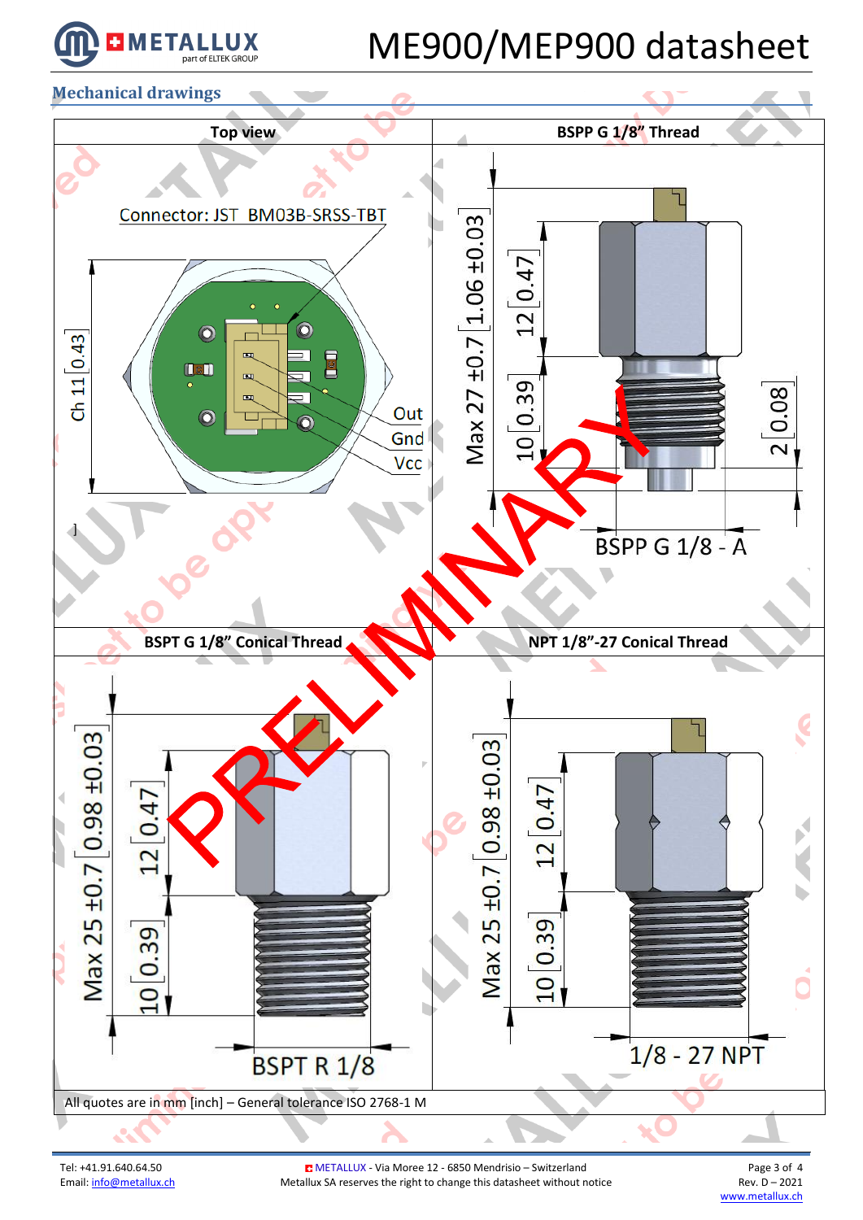## Mechanical drawings

| Top view | BSPP G 1/8" Thread |
|---|---|
| Connector: JST BM03B-SRSS-TBT<br>Ch 11 [0.43]<br>Out<br>Gnd<br>Vcc | Max 27 ±0.7 [1.06 ±0.03]<br>12 [0.47]<br>10 [0.39]<br>2 [0.08]<br>BSPP G 1/8 - A |
| **BSPT G 1/8" Conical Thread** | **NPT 1/8"-27 Conical Thread** |
| Max 25 ±0.7 [0.98 ±0.03]<br>12 [0.47]<br>10 [0.39]<br>BSPT R 1/8 | Max 25 ±0.7 [0.98 ±0.03]<br>12 [0.47]<br>10 [0.39]<br>1/8 - 27 NPT |

All quotes are in mm [inch] – General tolerance ISO 2768-1 M

PRELIMINARY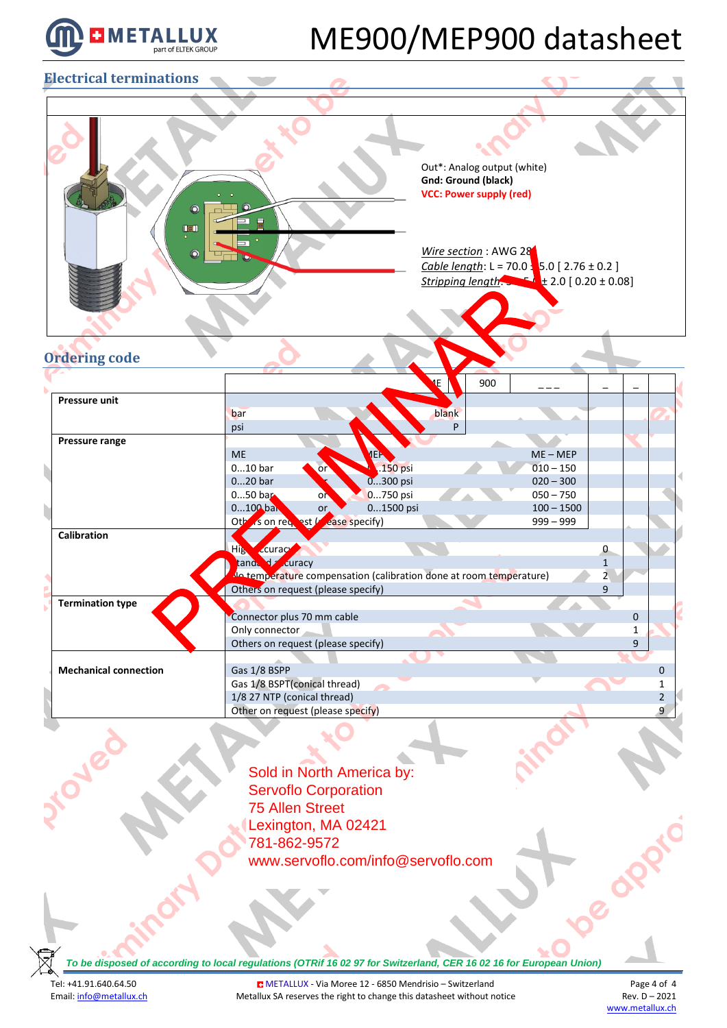## Electrical terminations

Out*: Analog output (white)
**Gnd: Ground (black)**
**VCC: Power supply (red)**

*Wire section* : AWG 28
*Cable length*: L = 70.0 ± 5.0 [ 2.76 ± 0.2 ]
*Stripping length*: 5.0 ± 2.0 [ 0.20 ± 0.08]

## Ordering code

| | | | | | | | |
|---|---|---|---|---|---|---|---|
| | ME | 900 | _ _ _ | _ | _ | _ | |
| **Pressure unit** | bar | blank | | | | | |
| | psi | P | | | | | |
| **Pressure range** | ME / MEP | | ME – MEP | | | | |
| | 0...10 bar or 0...150 psi | | 010 – 150 | | | | |
| | 0...20 bar or 0...300 psi | | 020 – 300 | | | | |
| | 0...50 bar or 0...750 psi | | 050 – 750 | | | | |
| | 0...100 bar or 0...1500 psi | | 100 – 1500 | | | | |
| | Others on request (please specify) | | 999 – 999 | | | | |
| **Calibration** | High accuracy | | | 0 | | | |
| | Standard accuracy | | | 1 | | | |
| | No temperature compensation (calibration done at room temperature) | | | 2 | | | |
| | Others on request (please specify) | | | 9 | | | |
| **Termination type** | Connector plus 70 mm cable | | | | 0 | | |
| | Only connector | | | | 1 | | |
| | Others on request (please specify) | | | | 9 | | |
| **Mechanical connection** | Gas 1/8 BSPP | | | | | 0 | |
| | Gas 1/8 BSPT(conical thread) | | | | | 1 | |
| | 1/8 27 NTP (conical thread) | | | | | 2 | |
| | Other on request (please specify) | | | | | 9 | |

Sold in North America by:
Servoflo Corporation
75 Allen Street
Lexington, MA 02421
781-862-9572
www.servoflo.com/info@servoflo.com

*To be disposed of according to local regulations (OTRif 16 02 97 for Switzerland, CER 16 02 16 for European Union)*

Tel: +41.91.640.64.50
Email: info@metallux.ch

METALLUX - Via Moree 12 - 6850 Mendrisio – Switzerland
Metallux SA reserves the right to change this datasheet without notice

Rev. D – 2021
www.metallux.ch